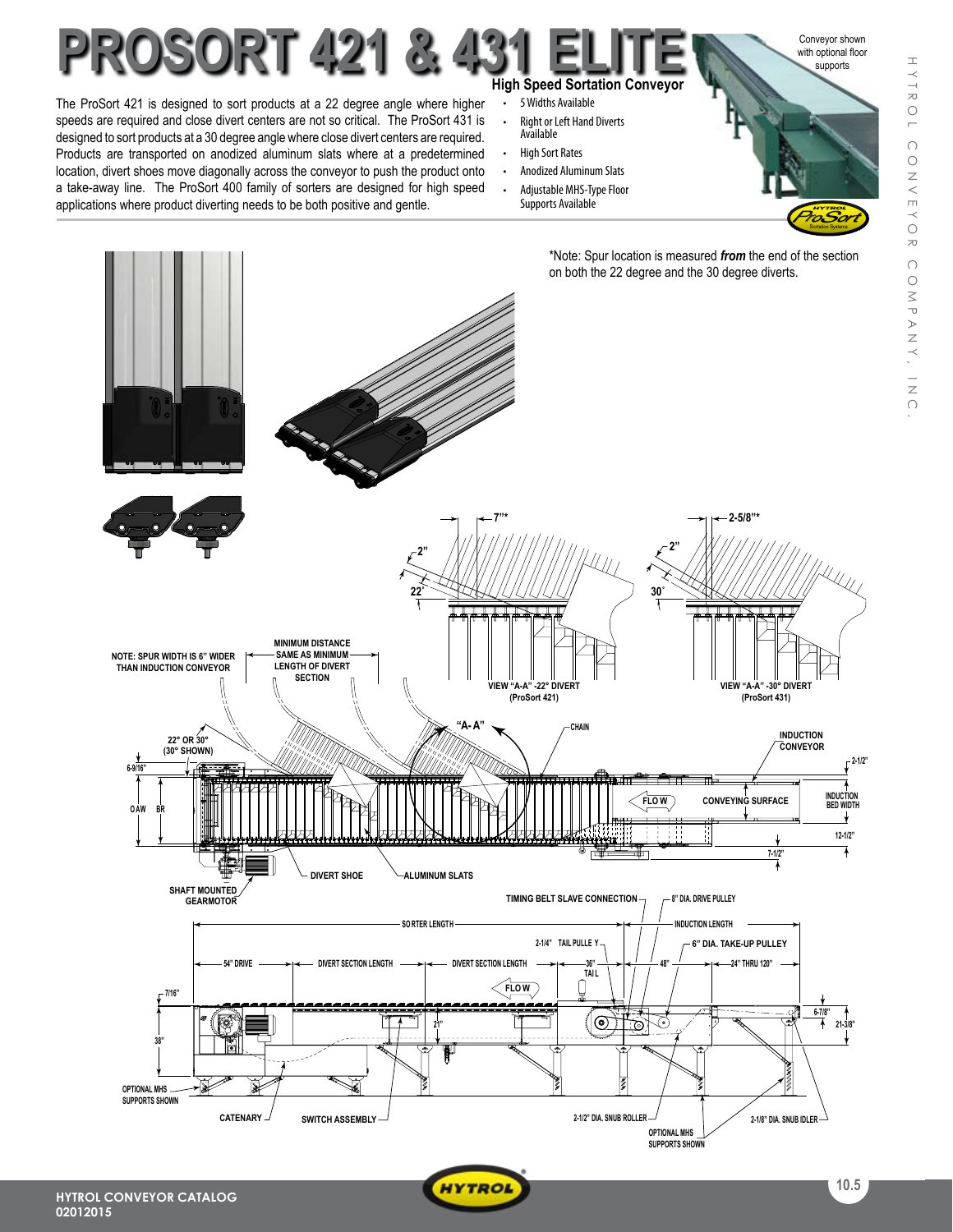# PROSORT 421 & 431 ELITE

## High Speed Sortation Conveyor

The ProSort 421 is designed to sort products at a 22 degree angle where higher speeds are required and close divert centers are not so critical. The ProSort 431 is designed to sort products at a 30 degree angle where close divert centers are required. Products are transported on anodized aluminum slats where at a predetermined location, divert shoes move diagonally across the conveyor to push the product onto a take-away line. The ProSort 400 family of sorters are designed for high speed applications where product diverting needs to be both positive and gentle.

- 5 Widths Available
- Right or Left Hand Diverts Available
- High Sort Rates
- Anodized Aluminum Slats
- Adjustable MHS-Type Floor Supports Available

Conveyor shown with optional floor supports

*Note: Spur location is measured ***from*** the end of the section on both the 22 degree and the 30 degree diverts.

VIEW "A-A" -22° DIVERT (ProSort 421)

VIEW "A-A" -30° DIVERT (ProSort 431)

NOTE: SPUR WIDTH IS 6" WIDER THAN INDUCTION CONVEYOR

MINIMUM DISTANCE SAME AS MINIMUM LENGTH OF DIVERT SECTION

22° OR 30° (30° SHOWN)

DIVERT SHOE

ALUMINUM SLATS

SHAFT MOUNTED GEARMOTOR

INDUCTION CONVEYOR

CONVEYING SURFACE

INDUCTION BED WIDTH

TIMING BELT SLAVE CONNECTION

8" DIA. DRIVE PULLEY

SORTER LENGTH

INDUCTION LENGTH

6" DIA. TAKE-UP PULLEY

54" DRIVE

DIVERT SECTION LENGTH

36" TAIL

OPTIONAL MHS SUPPORTS SHOWN

CATENARY

SWITCH ASSEMBLY

2-1/2" DIA. SNUB ROLLER

2-1/8" DIA. SNUB IDLER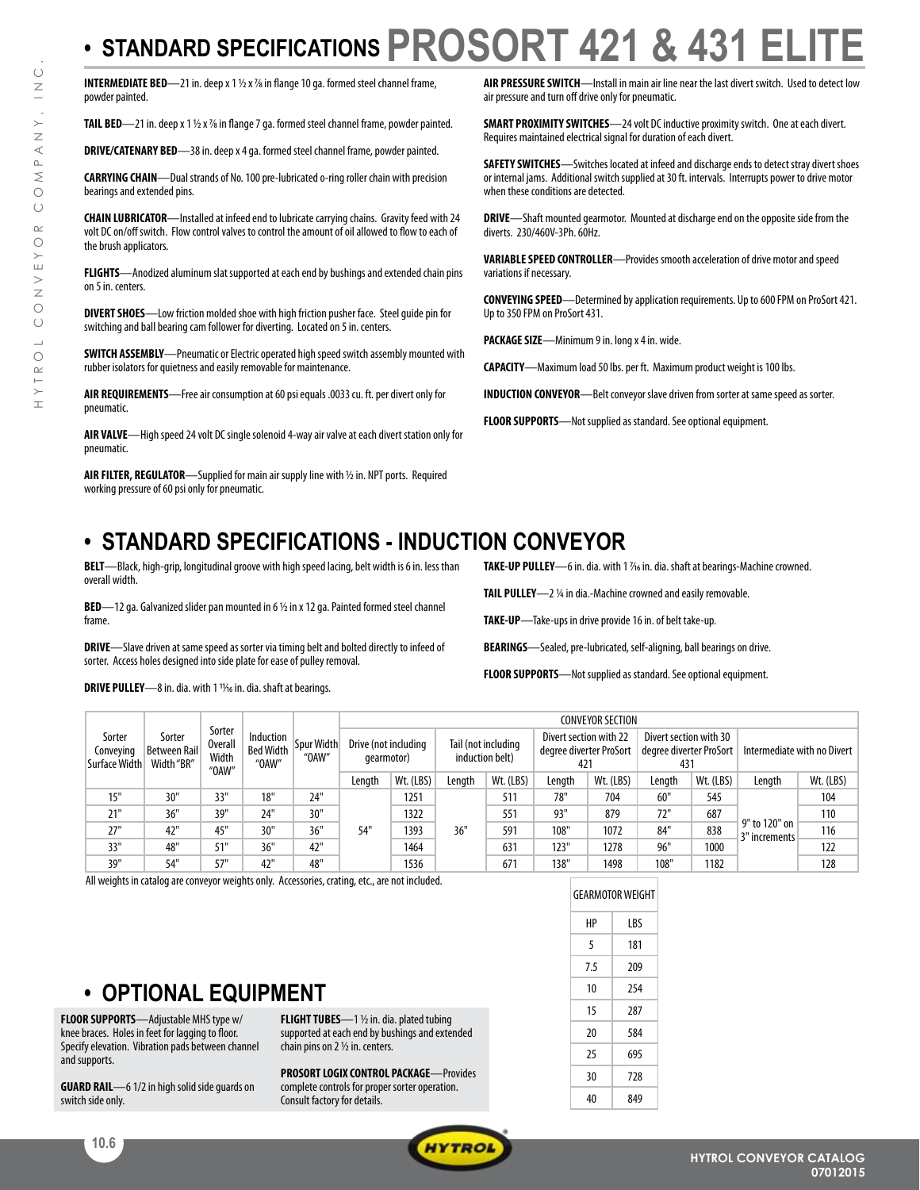# • STANDARD SPECIFICATIONS PROSORT 421 & 431 ELITE

**INTERMEDIATE BED**—21 in. deep x 1 ½ x ⅞ in flange 10 ga. formed steel channel frame, powder painted.

**TAIL BED**—21 in. deep x 1 ½ x ⅞ in flange 7 ga. formed steel channel frame, powder painted.

**DRIVE/CATENARY BED**—38 in. deep x 4 ga. formed steel channel frame, powder painted.

**CARRYING CHAIN**—Dual strands of No. 100 pre-lubricated o-ring roller chain with precision bearings and extended pins.

**CHAIN LUBRICATOR**—Installed at infeed end to lubricate carrying chains. Gravity feed with 24 volt DC on/off switch. Flow control valves to control the amount of oil allowed to flow to each of the brush applicators.

**FLIGHTS**—Anodized aluminum slat supported at each end by bushings and extended chain pins on 5 in. centers.

**DIVERT SHOES**—Low friction molded shoe with high friction pusher face. Steel guide pin for switching and ball bearing cam follower for diverting. Located on 5 in. centers.

**SWITCH ASSEMBLY**—Pneumatic or Electric operated high speed switch assembly mounted with rubber isolators for quietness and easily removable for maintenance.

**AIR REQUIREMENTS**—Free air consumption at 60 psi equals .0033 cu. ft. per divert only for pneumatic.

**AIR VALVE**—High speed 24 volt DC single solenoid 4-way air valve at each divert station only for pneumatic.

**AIR FILTER, REGULATOR**—Supplied for main air supply line with ½ in. NPT ports. Required working pressure of 60 psi only for pneumatic.

**AIR PRESSURE SWITCH**—Install in main air line near the last divert switch. Used to detect low air pressure and turn off drive only for pneumatic.

**SMART PROXIMITY SWITCHES**—24 volt DC inductive proximity switch. One at each divert. Requires maintained electrical signal for duration of each divert.

**SAFETY SWITCHES**—Switches located at infeed and discharge ends to detect stray divert shoes or internal jams. Additional switch supplied at 30 ft. intervals. Interrupts power to drive motor when these conditions are detected.

**DRIVE**—Shaft mounted gearmotor. Mounted at discharge end on the opposite side from the diverts. 230/460V-3Ph. 60Hz.

**VARIABLE SPEED CONTROLLER**—Provides smooth acceleration of drive motor and speed variations if necessary.

**CONVEYING SPEED**—Determined by application requirements. Up to 600 FPM on ProSort 421. Up to 350 FPM on ProSort 431.

**PACKAGE SIZE**—Minimum 9 in. long x 4 in. wide.

**CAPACITY**—Maximum load 50 lbs. per ft. Maximum product weight is 100 lbs.

**INDUCTION CONVEYOR**—Belt conveyor slave driven from sorter at same speed as sorter.

**FLOOR SUPPORTS**—Not supplied as standard. See optional equipment.

# • STANDARD SPECIFICATIONS - INDUCTION CONVEYOR

**BELT**—Black, high-grip, longitudinal groove with high speed lacing, belt width is 6 in. less than overall width.

**BED**—12 ga. Galvanized slider pan mounted in 6 ½ in x 12 ga. Painted formed steel channel frame.

**DRIVE**—Slave driven at same speed as sorter via timing belt and bolted directly to infeed of sorter. Access holes designed into side plate for ease of pulley removal.

**DRIVE PULLEY**—8 in. dia. with 1 ¹¹⁄₁₆ in. dia. shaft at bearings.

**TAKE-UP PULLEY**—6 in. dia. with 1 ⁷⁄₁₆ in. dia. shaft at bearings-Machine crowned.

**TAIL PULLEY**—2 ¼ in dia.-Machine crowned and easily removable.

**TAKE-UP**—Take-ups in drive provide 16 in. of belt take-up.

**BEARINGS**—Sealed, pre-lubricated, self-aligning, ball bearings on drive.

**FLOOR SUPPORTS**—Not supplied as standard. See optional equipment.

| Sorter Conveying Surface Width | Sorter Between Rail Width "BR" | Sorter Overall Width "OAW" | Induction Bed Width "OAW" | Spur Width "OAW" | CONVEYOR SECTION | | | | | | | | | |
|---|---|---|---|---|---|---|---|---|---|---|---|---|---|---|
| | | | | | Drive (not including gearmotor) | | Tail (not including induction belt) | | Divert section with 22 degree diverter ProSort 421 | | Divert section with 30 degree diverter ProSort 431 | | Intermediate with no Divert | |
| | | | | | Length | Wt. (LBS) | Length | Wt. (LBS) | Length | Wt. (LBS) | Length | Wt. (LBS) | Length | Wt. (LBS) |
| 15" | 30" | 33" | 18" | 24" | 54" | 1251 | 36" | 511 | 78" | 704 | 60" | 545 | 9" to 120" on 3" increments | 104 |
| 21" | 36" | 39" | 24" | 30" | | 1322 | | 551 | 93" | 879 | 72" | 687 | | 110 |
| 27" | 42" | 45" | 30" | 36" | | 1393 | | 591 | 108" | 1072 | 84" | 838 | | 116 |
| 33" | 48" | 51" | 36" | 42" | | 1464 | | 631 | 123" | 1278 | 96" | 1000 | | 122 |
| 39" | 54" | 57" | 42" | 48" | | 1536 | | 671 | 138" | 1498 | 108" | 1182 | | 128 |

All weights in catalog are conveyor weights only. Accessories, crating, etc., are not included.

| GEARMOTOR WEIGHT | |
|---|---|
| HP | LBS |
| 5 | 181 |
| 7.5 | 209 |
| 10 | 254 |
| 15 | 287 |
| 20 | 584 |
| 25 | 695 |
| 30 | 728 |
| 40 | 849 |

# • OPTIONAL EQUIPMENT

**FLOOR SUPPORTS**—Adjustable MHS type w/ knee braces. Holes in feet for lagging to floor. Specify elevation. Vibration pads between channel and supports.

**GUARD RAIL**—6 1/2 in high solid side guards on switch side only.

**FLIGHT TUBES**—1 ½ in. dia. plated tubing supported at each end by bushings and extended chain pins on 2 ½ in. centers.

**PROSORT LOGIX CONTROL PACKAGE**—Provides complete controls for proper sorter operation. Consult factory for details.